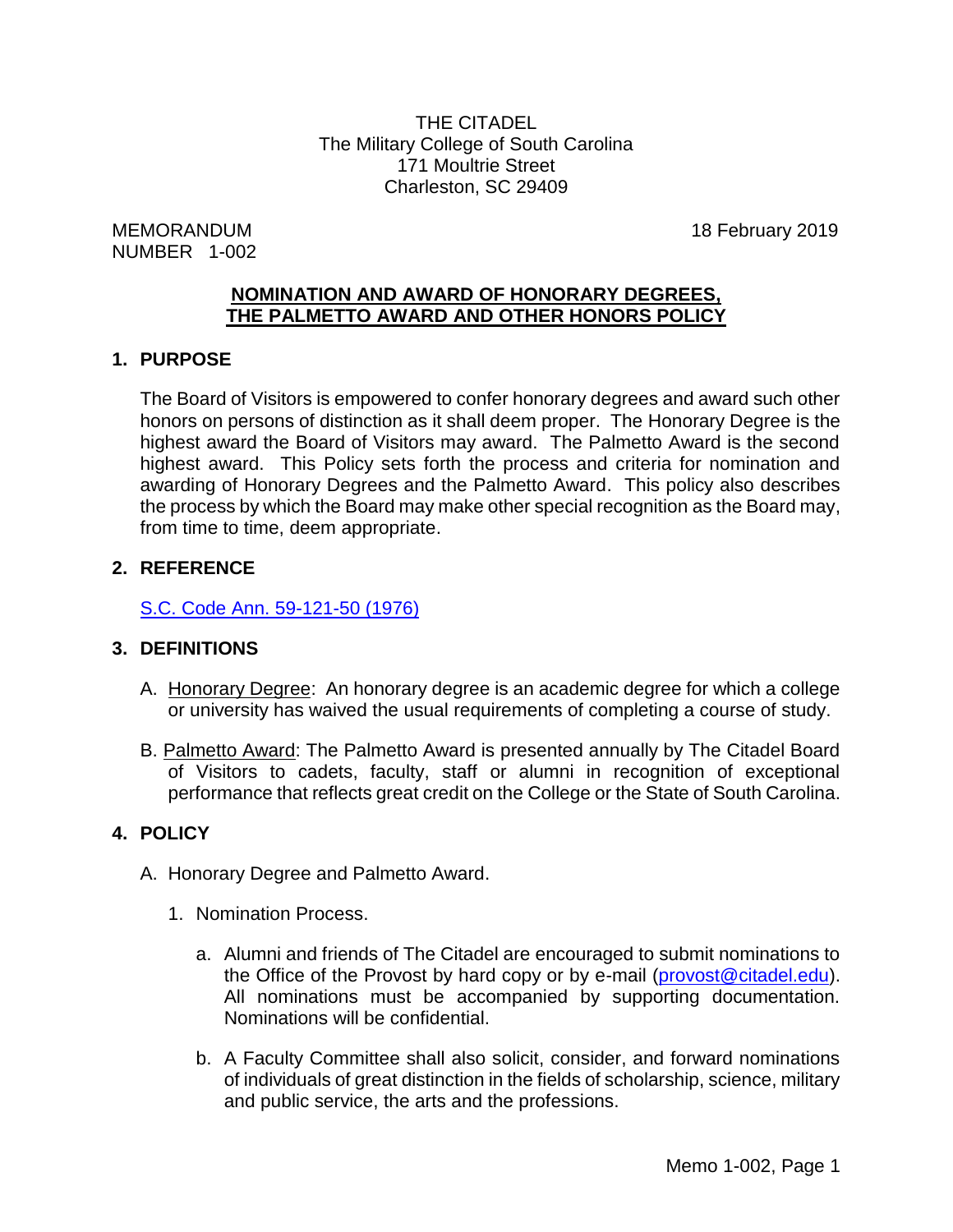THE CITADEL
The Military College of South Carolina
171 Moultrie Street
Charleston, SC 29409

MEMORANDUM
NUMBER 1-002

18 February 2019

# NOMINATION AND AWARD OF HONORARY DEGREES, THE PALMETTO AWARD AND OTHER HONORS POLICY

## 1. PURPOSE

The Board of Visitors is empowered to confer honorary degrees and award such other honors on persons of distinction as it shall deem proper. The Honorary Degree is the highest award the Board of Visitors may award. The Palmetto Award is the second highest award. This Policy sets forth the process and criteria for nomination and awarding of Honorary Degrees and the Palmetto Award. This policy also describes the process by which the Board may make other special recognition as the Board may, from time to time, deem appropriate.

## 2. REFERENCE

[S.C. Code Ann. 59-121-50 (1976)]

## 3. DEFINITIONS

A. Honorary Degree: An honorary degree is an academic degree for which a college or university has waived the usual requirements of completing a course of study.

B. Palmetto Award: The Palmetto Award is presented annually by The Citadel Board of Visitors to cadets, faculty, staff or alumni in recognition of exceptional performance that reflects great credit on the College or the State of South Carolina.

## 4. POLICY

A. Honorary Degree and Palmetto Award.

1. Nomination Process.

   a. Alumni and friends of The Citadel are encouraged to submit nominations to the Office of the Provost by hard copy or by e-mail (provost@citadel.edu). All nominations must be accompanied by supporting documentation. Nominations will be confidential.

   b. A Faculty Committee shall also solicit, consider, and forward nominations of individuals of great distinction in the fields of scholarship, science, military and public service, the arts and the professions.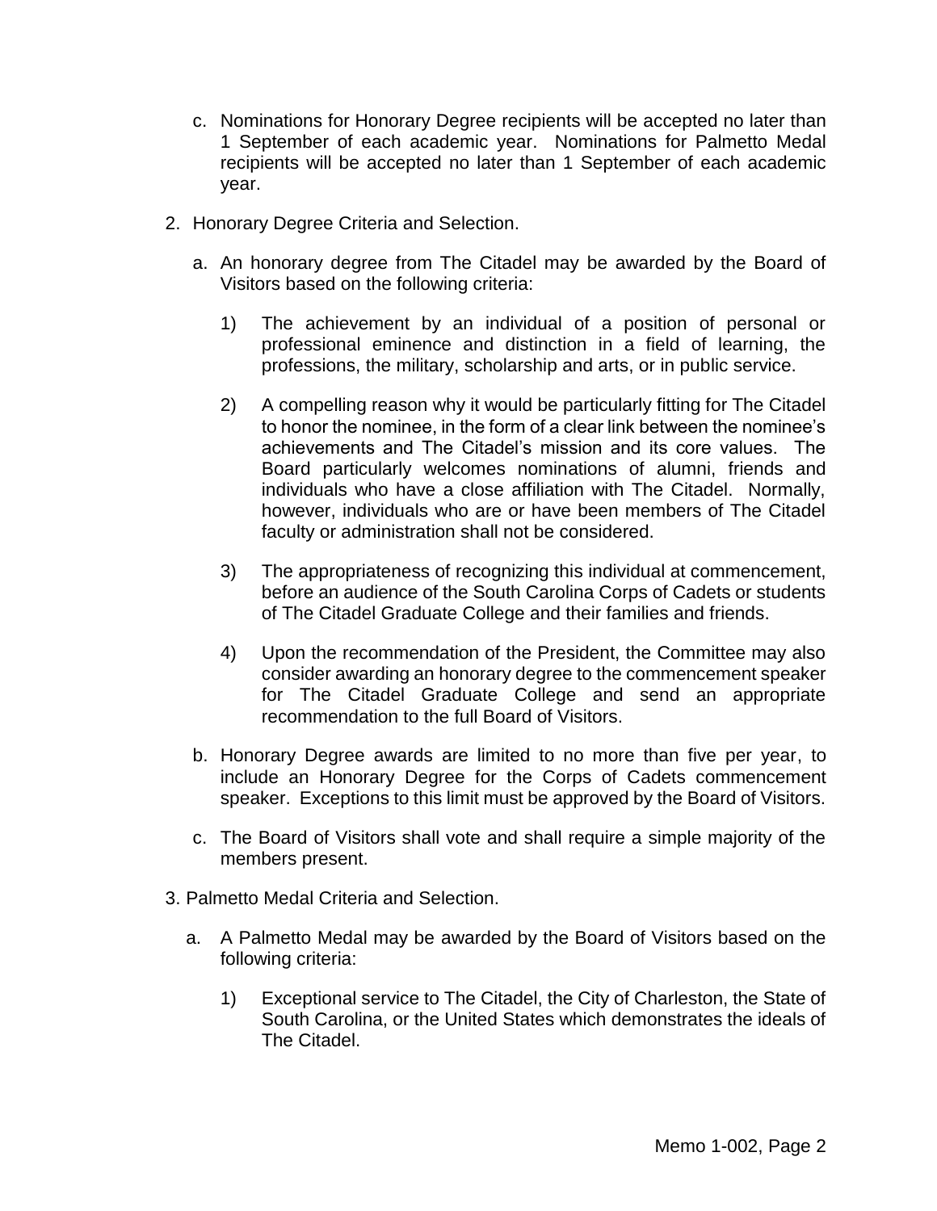c. Nominations for Honorary Degree recipients will be accepted no later than 1 September of each academic year. Nominations for Palmetto Medal recipients will be accepted no later than 1 September of each academic year.

2. Honorary Degree Criteria and Selection.

   a. An honorary degree from The Citadel may be awarded by the Board of Visitors based on the following criteria:

      1) The achievement by an individual of a position of personal or professional eminence and distinction in a field of learning, the professions, the military, scholarship and arts, or in public service.

      2) A compelling reason why it would be particularly fitting for The Citadel to honor the nominee, in the form of a clear link between the nominee's achievements and The Citadel's mission and its core values. The Board particularly welcomes nominations of alumni, friends and individuals who have a close affiliation with The Citadel. Normally, however, individuals who are or have been members of The Citadel faculty or administration shall not be considered.

      3) The appropriateness of recognizing this individual at commencement, before an audience of the South Carolina Corps of Cadets or students of The Citadel Graduate College and their families and friends.

      4) Upon the recommendation of the President, the Committee may also consider awarding an honorary degree to the commencement speaker for The Citadel Graduate College and send an appropriate recommendation to the full Board of Visitors.

   b. Honorary Degree awards are limited to no more than five per year, to include an Honorary Degree for the Corps of Cadets commencement speaker. Exceptions to this limit must be approved by the Board of Visitors.

   c. The Board of Visitors shall vote and shall require a simple majority of the members present.

3. Palmetto Medal Criteria and Selection.

   a. A Palmetto Medal may be awarded by the Board of Visitors based on the following criteria:

      1) Exceptional service to The Citadel, the City of Charleston, the State of South Carolina, or the United States which demonstrates the ideals of The Citadel.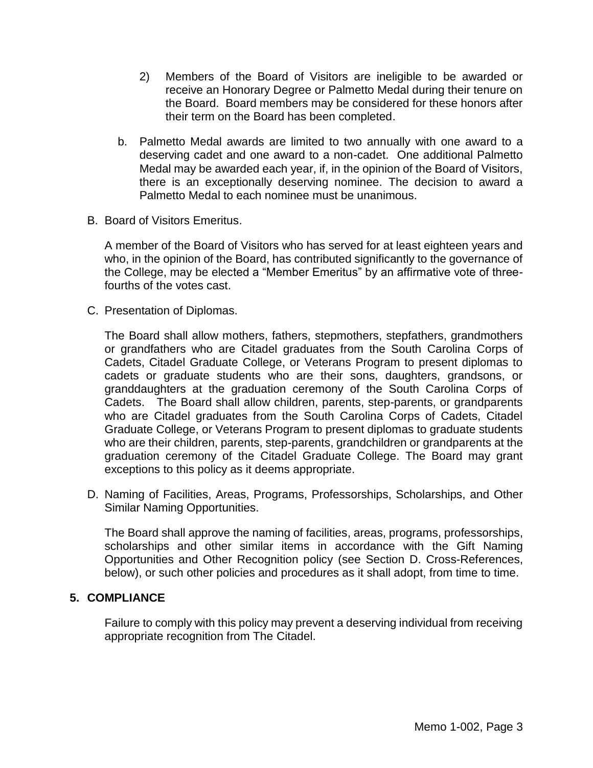2) Members of the Board of Visitors are ineligible to be awarded or receive an Honorary Degree or Palmetto Medal during their tenure on the Board. Board members may be considered for these honors after their term on the Board has been completed.

b. Palmetto Medal awards are limited to two annually with one award to a deserving cadet and one award to a non-cadet. One additional Palmetto Medal may be awarded each year, if, in the opinion of the Board of Visitors, there is an exceptionally deserving nominee. The decision to award a Palmetto Medal to each nominee must be unanimous.

B. Board of Visitors Emeritus.

A member of the Board of Visitors who has served for at least eighteen years and who, in the opinion of the Board, has contributed significantly to the governance of the College, may be elected a "Member Emeritus" by an affirmative vote of three-fourths of the votes cast.

C. Presentation of Diplomas.

The Board shall allow mothers, fathers, stepmothers, stepfathers, grandmothers or grandfathers who are Citadel graduates from the South Carolina Corps of Cadets, Citadel Graduate College, or Veterans Program to present diplomas to cadets or graduate students who are their sons, daughters, grandsons, or granddaughters at the graduation ceremony of the South Carolina Corps of Cadets. The Board shall allow children, parents, step-parents, or grandparents who are Citadel graduates from the South Carolina Corps of Cadets, Citadel Graduate College, or Veterans Program to present diplomas to graduate students who are their children, parents, step-parents, grandchildren or grandparents at the graduation ceremony of the Citadel Graduate College. The Board may grant exceptions to this policy as it deems appropriate.

D. Naming of Facilities, Areas, Programs, Professorships, Scholarships, and Other Similar Naming Opportunities.

The Board shall approve the naming of facilities, areas, programs, professorships, scholarships and other similar items in accordance with the Gift Naming Opportunities and Other Recognition policy (see Section D. Cross-References, below), or such other policies and procedures as it shall adopt, from time to time.

## 5. COMPLIANCE

Failure to comply with this policy may prevent a deserving individual from receiving appropriate recognition from The Citadel.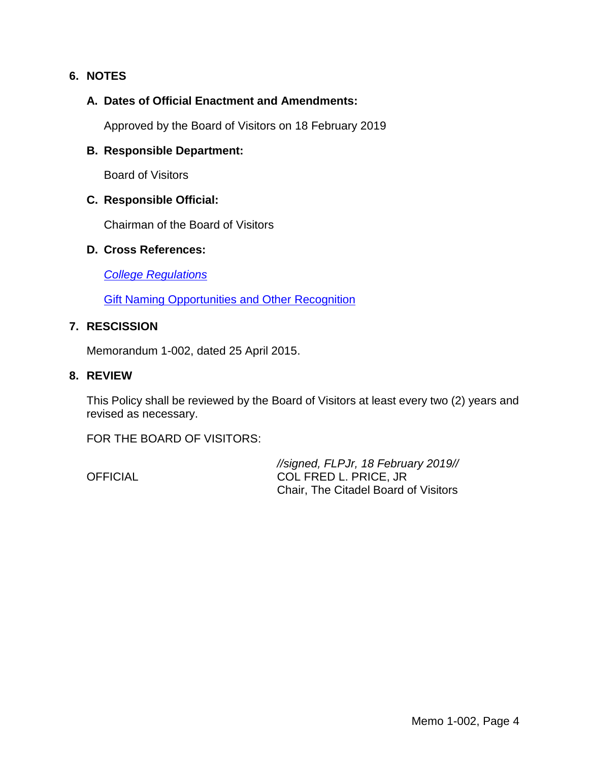## 6. NOTES

### A. Dates of Official Enactment and Amendments:

Approved by the Board of Visitors on 18 February 2019

### B. Responsible Department:

Board of Visitors

### C. Responsible Official:

Chairman of the Board of Visitors

### D. Cross References:

*College Regulations*

Gift Naming Opportunities and Other Recognition

## 7. RESCISSION

Memorandum 1-002, dated 25 April 2015.

## 8. REVIEW

This Policy shall be reviewed by the Board of Visitors at least every two (2) years and revised as necessary.

FOR THE BOARD OF VISITORS:

OFFICIAL

*//signed, FLPJr, 18 February 2019//*
COL FRED L. PRICE, JR
Chair, The Citadel Board of Visitors